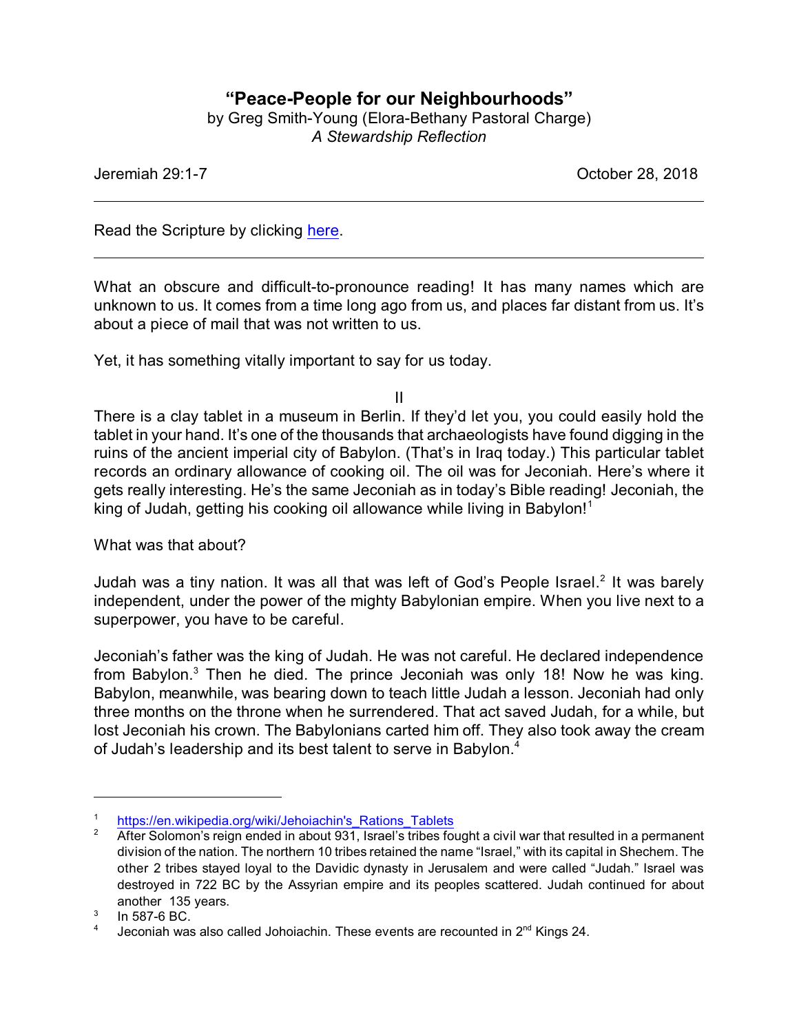# "Peace-People for our Neighbourhoods"

by Greg Smith-Young (Elora-Bethany Pastoral Charge)
*A Stewardship Reflection*

Jeremiah 29:1-7 October 28, 2018

---

Read the Scripture by clicking here.

---

What an obscure and difficult-to-pronounce reading! It has many names which are unknown to us. It comes from a time long ago from us, and places far distant from us. It's about a piece of mail that was not written to us.

Yet, it has something vitally important to say for us today.

II

There is a clay tablet in a museum in Berlin. If they'd let you, you could easily hold the tablet in your hand. It's one of the thousands that archaeologists have found digging in the ruins of the ancient imperial city of Babylon. (That's in Iraq today.) This particular tablet records an ordinary allowance of cooking oil. The oil was for Jeconiah. Here's where it gets really interesting. He's the same Jeconiah as in today's Bible reading! Jeconiah, the king of Judah, getting his cooking oil allowance while living in Babylon![1]

What was that about?

Judah was a tiny nation. It was all that was left of God's People Israel.[2] It was barely independent, under the power of the mighty Babylonian empire. When you live next to a superpower, you have to be careful.

Jeconiah's father was the king of Judah. He was not careful. He declared independence from Babylon.[3] Then he died. The prince Jeconiah was only 18! Now he was king. Babylon, meanwhile, was bearing down to teach little Judah a lesson. Jeconiah had only three months on the throne when he surrendered. That act saved Judah, for a while, but lost Jeconiah his crown. The Babylonians carted him off. They also took away the cream of Judah's leadership and its best talent to serve in Babylon.[4]

---

[1] https://en.wikipedia.org/wiki/Jehoiachin's_Rations_Tablets

[2] After Solomon's reign ended in about 931, Israel's tribes fought a civil war that resulted in a permanent division of the nation. The northern 10 tribes retained the name "Israel," with its capital in Shechem. The other 2 tribes stayed loyal to the Davidic dynasty in Jerusalem and were called "Judah." Israel was destroyed in 722 BC by the Assyrian empire and its peoples scattered. Judah continued for about another 135 years.

[3] In 587-6 BC.

[4] Jeconiah was also called Johoiachin. These events are recounted in 2nd Kings 24.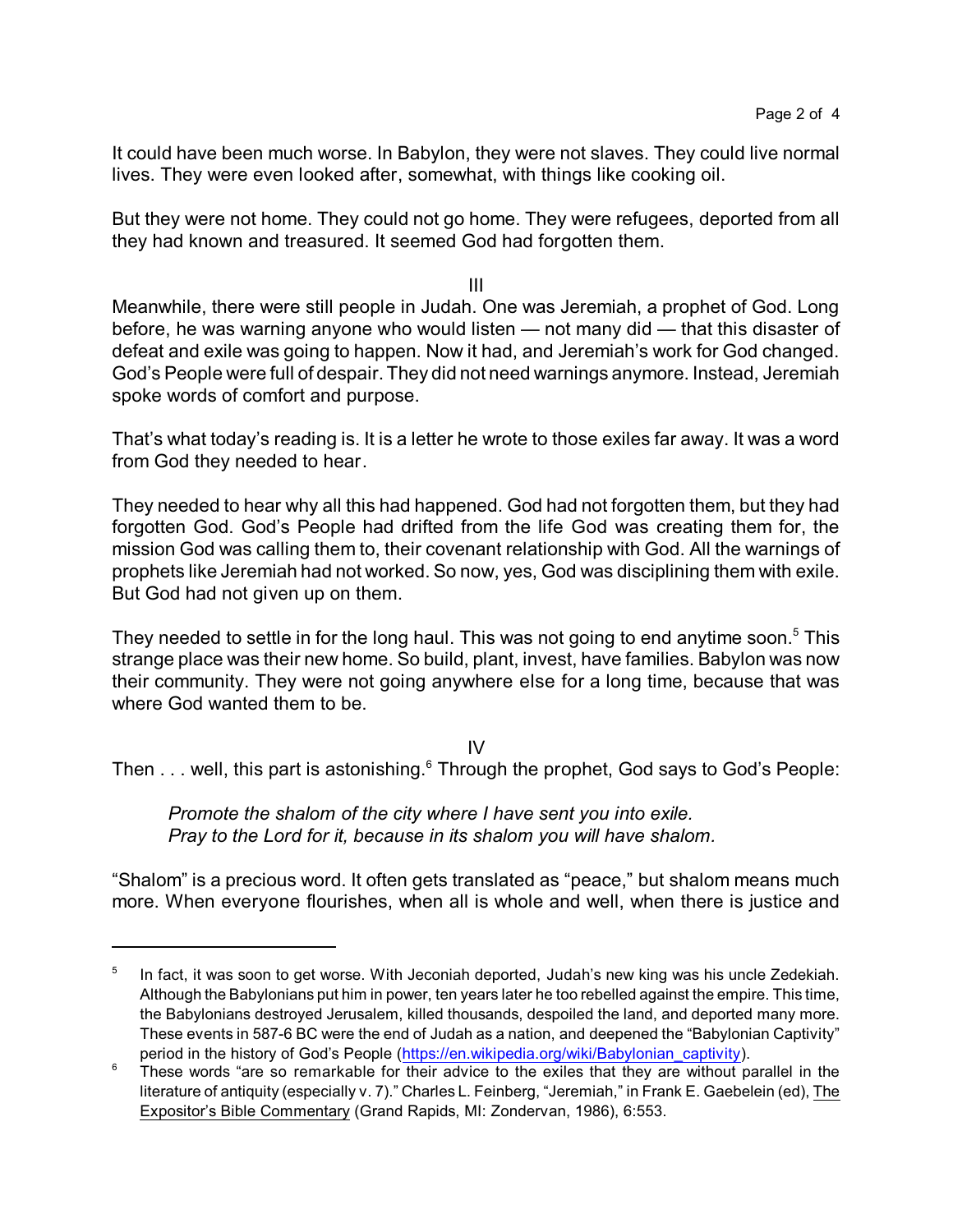It could have been much worse. In Babylon, they were not slaves. They could live normal lives. They were even looked after, somewhat, with things like cooking oil.

But they were not home. They could not go home. They were refugees, deported from all they had known and treasured. It seemed God had forgotten them.

III

Meanwhile, there were still people in Judah. One was Jeremiah, a prophet of God. Long before, he was warning anyone who would listen — not many did — that this disaster of defeat and exile was going to happen. Now it had, and Jeremiah's work for God changed. God's People were full of despair. They did not need warnings anymore. Instead, Jeremiah spoke words of comfort and purpose.

That's what today's reading is. It is a letter he wrote to those exiles far away. It was a word from God they needed to hear.

They needed to hear why all this had happened. God had not forgotten them, but they had forgotten God. God's People had drifted from the life God was creating them for, the mission God was calling them to, their covenant relationship with God. All the warnings of prophets like Jeremiah had not worked. So now, yes, God was disciplining them with exile. But God had not given up on them.

They needed to settle in for the long haul. This was not going to end anytime soon.[5] This strange place was their new home. So build, plant, invest, have families. Babylon was now their community. They were not going anywhere else for a long time, because that was where God wanted them to be.

IV

Then . . . well, this part is astonishing.[6] Through the prophet, God says to God's People:

> *Promote the shalom of the city where I have sent you into exile.*
> *Pray to the Lord for it, because in its shalom you will have shalom.*

"Shalom" is a precious word. It often gets translated as "peace," but shalom means much more. When everyone flourishes, when all is whole and well, when there is justice and

---

[5] In fact, it was soon to get worse. With Jeconiah deported, Judah's new king was his uncle Zedekiah. Although the Babylonians put him in power, ten years later he too rebelled against the empire. This time, the Babylonians destroyed Jerusalem, killed thousands, despoiled the land, and deported many more. These events in 587-6 BC were the end of Judah as a nation, and deepened the "Babylonian Captivity" period in the history of God's People (https://en.wikipedia.org/wiki/Babylonian_captivity).

[6] These words "are so remarkable for their advice to the exiles that they are without parallel in the literature of antiquity (especially v. 7)." Charles L. Feinberg, "Jeremiah," in Frank E. Gaebelein (ed), The Expositor's Bible Commentary (Grand Rapids, MI: Zondervan, 1986), 6:553.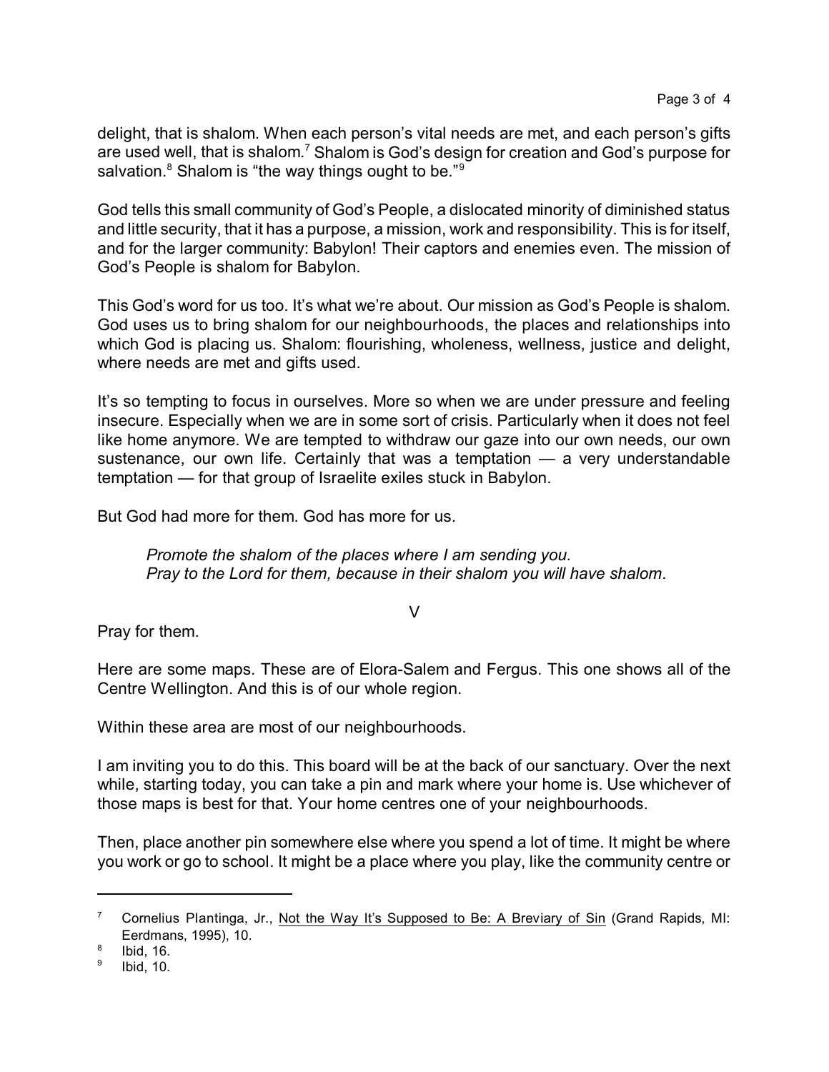delight, that is shalom. When each person's vital needs are met, and each person's gifts are used well, that is shalom.[7] Shalom is God's design for creation and God's purpose for salvation.[8] Shalom is "the way things ought to be."[9]

God tells this small community of God's People, a dislocated minority of diminished status and little security, that it has a purpose, a mission, work and responsibility. This is for itself, and for the larger community: Babylon! Their captors and enemies even. The mission of God's People is shalom for Babylon.

This God's word for us too. It's what we're about. Our mission as God's People is shalom. God uses us to bring shalom for our neighbourhoods, the places and relationships into which God is placing us. Shalom: flourishing, wholeness, wellness, justice and delight, where needs are met and gifts used.

It's so tempting to focus in ourselves. More so when we are under pressure and feeling insecure. Especially when we are in some sort of crisis. Particularly when it does not feel like home anymore. We are tempted to withdraw our gaze into our own needs, our own sustenance, our own life. Certainly that was a temptation — a very understandable temptation — for that group of Israelite exiles stuck in Babylon.

But God had more for them. God has more for us.

> *Promote the shalom of the places where I am sending you.*
> *Pray to the Lord for them, because in their shalom you will have shalom.*

## V

Pray for them.

Here are some maps. These are of Elora-Salem and Fergus. This one shows all of the Centre Wellington. And this is of our whole region.

Within these area are most of our neighbourhoods.

I am inviting you to do this. This board will be at the back of our sanctuary. Over the next while, starting today, you can take a pin and mark where your home is. Use whichever of those maps is best for that. Your home centres one of your neighbourhoods.

Then, place another pin somewhere else where you spend a lot of time. It might be where you work or go to school. It might be a place where you play, like the community centre or

---

[7] Cornelius Plantinga, Jr., Not the Way It's Supposed to Be: A Breviary of Sin (Grand Rapids, MI: Eerdmans, 1995), 10.

[8] Ibid, 16.

[9] Ibid, 10.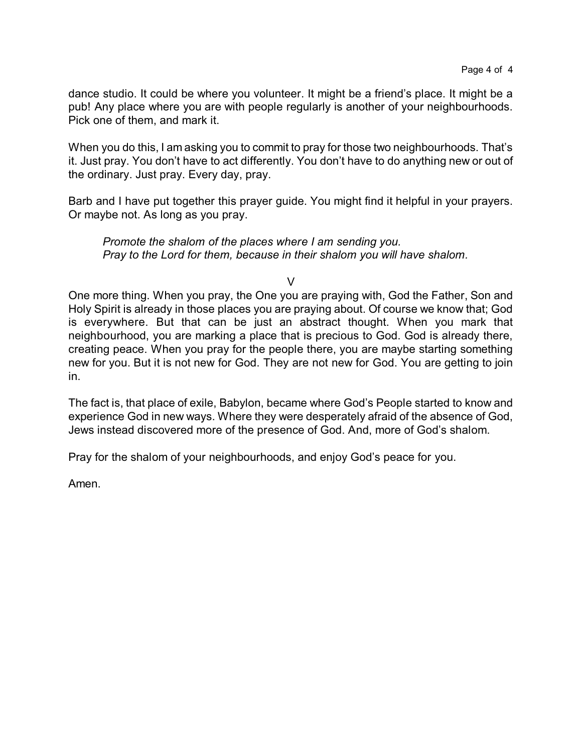dance studio. It could be where you volunteer. It might be a friend's place. It might be a pub! Any place where you are with people regularly is another of your neighbourhoods. Pick one of them, and mark it.

When you do this, I am asking you to commit to pray for those two neighbourhoods. That's it. Just pray. You don't have to act differently. You don't have to do anything new or out of the ordinary. Just pray. Every day, pray.

Barb and I have put together this prayer guide. You might find it helpful in your prayers. Or maybe not. As long as you pray.

> *Promote the shalom of the places where I am sending you.*
> *Pray to the Lord for them, because in their shalom you will have shalom.*

V

One more thing. When you pray, the One you are praying with, God the Father, Son and Holy Spirit is already in those places you are praying about. Of course we know that; God is everywhere. But that can be just an abstract thought. When you mark that neighbourhood, you are marking a place that is precious to God. God is already there, creating peace. When you pray for the people there, you are maybe starting something new for you. But it is not new for God. They are not new for God. You are getting to join in.

The fact is, that place of exile, Babylon, became where God's People started to know and experience God in new ways. Where they were desperately afraid of the absence of God, Jews instead discovered more of the presence of God. And, more of God's shalom.

Pray for the shalom of your neighbourhoods, and enjoy God's peace for you.

Amen.